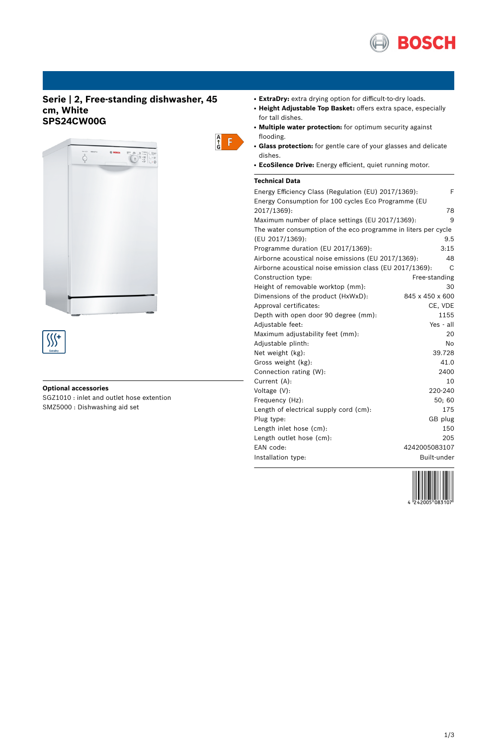# Serie | 2, Free-standing dishwasher, 45 cm, White
## SPS24CW00G

- **ExtraDry:** extra drying option for difficult-to-dry loads.
- **Height Adjustable Top Basket:** offers extra space, especially for tall dishes.
- **Multiple water protection:** for optimum security against flooding.
- **Glass protection:** for gentle care of your glasses and delicate dishes.
- **EcoSilence Drive:** Energy efficient, quiet running motor.

### Technical Data

| | |
|---|---|
| Energy Efficiency Class (Regulation (EU) 2017/1369): | F |
| Energy Consumption for 100 cycles Eco Programme (EU 2017/1369): | 78 |
| Maximum number of place settings (EU 2017/1369): | 9 |
| The water consumption of the eco programme in liters per cycle (EU 2017/1369): | 9.5 |
| Programme duration (EU 2017/1369): | 3:15 |
| Airborne acoustical noise emissions (EU 2017/1369): | 48 |
| Airborne acoustical noise emission class (EU 2017/1369): | C |
| Construction type: | Free-standing |
| Height of removable worktop (mm): | 30 |
| Dimensions of the product (HxWxD): | 845 x 450 x 600 |
| Approval certificates: | CE, VDE |
| Depth with open door 90 degree (mm): | 1155 |
| Adjustable feet: | Yes - all |
| Maximum adjustability feet (mm): | 20 |
| Adjustable plinth: | No |
| Net weight (kg): | 39.728 |
| Gross weight (kg): | 41.0 |
| Connection rating (W): | 2400 |
| Current (A): | 10 |
| Voltage (V): | 220-240 |
| Frequency (Hz): | 50; 60 |
| Length of electrical supply cord (cm): | 175 |
| Plug type: | GB plug |
| Length inlet hose (cm): | 150 |
| Length outlet hose (cm): | 205 |
| EAN code: | 4242005083107 |
| Installation type: | Built-under |

### Optional accessories

SGZ1010 : inlet and outlet hose extention

SMZ5000 : Dishwashing aid set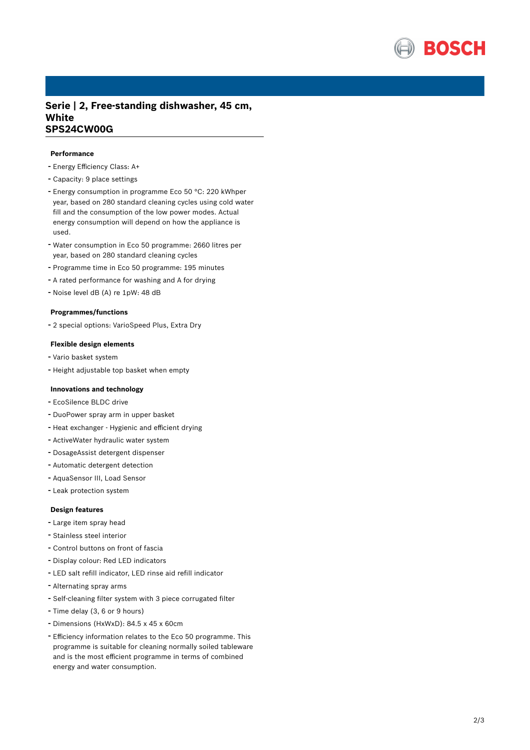# Serie | 2, Free-standing dishwasher, 45 cm, White
# SPS24CW00G

### Performance

- Energy Efficiency Class: A+
- Capacity: 9 place settings
- Energy consumption in programme Eco 50 °C: 220 kWhper year, based on 280 standard cleaning cycles using cold water fill and the consumption of the low power modes. Actual energy consumption will depend on how the appliance is used.
- Water consumption in Eco 50 programme: 2660 litres per year, based on 280 standard cleaning cycles
- Programme time in Eco 50 programme: 195 minutes
- A rated performance for washing and A for drying
- Noise level dB (A) re 1pW: 48 dB

### Programmes/functions

- 2 special options: VarioSpeed Plus, Extra Dry

### Flexible design elements

- Vario basket system
- Height adjustable top basket when empty

### Innovations and technology

- EcoSilence BLDC drive
- DuoPower spray arm in upper basket
- Heat exchanger - Hygienic and efficient drying
- ActiveWater hydraulic water system
- DosageAssist detergent dispenser
- Automatic detergent detection
- AquaSensor III, Load Sensor
- Leak protection system

### Design features

- Large item spray head
- Stainless steel interior
- Control buttons on front of fascia
- Display colour: Red LED indicators
- LED salt refill indicator, LED rinse aid refill indicator
- Alternating spray arms
- Self-cleaning filter system with 3 piece corrugated filter
- Time delay (3, 6 or 9 hours)
- Dimensions (HxWxD): 84.5 x 45 x 60cm
- Efficiency information relates to the Eco 50 programme. This programme is suitable for cleaning normally soiled tableware and is the most efficient programme in terms of combined energy and water consumption.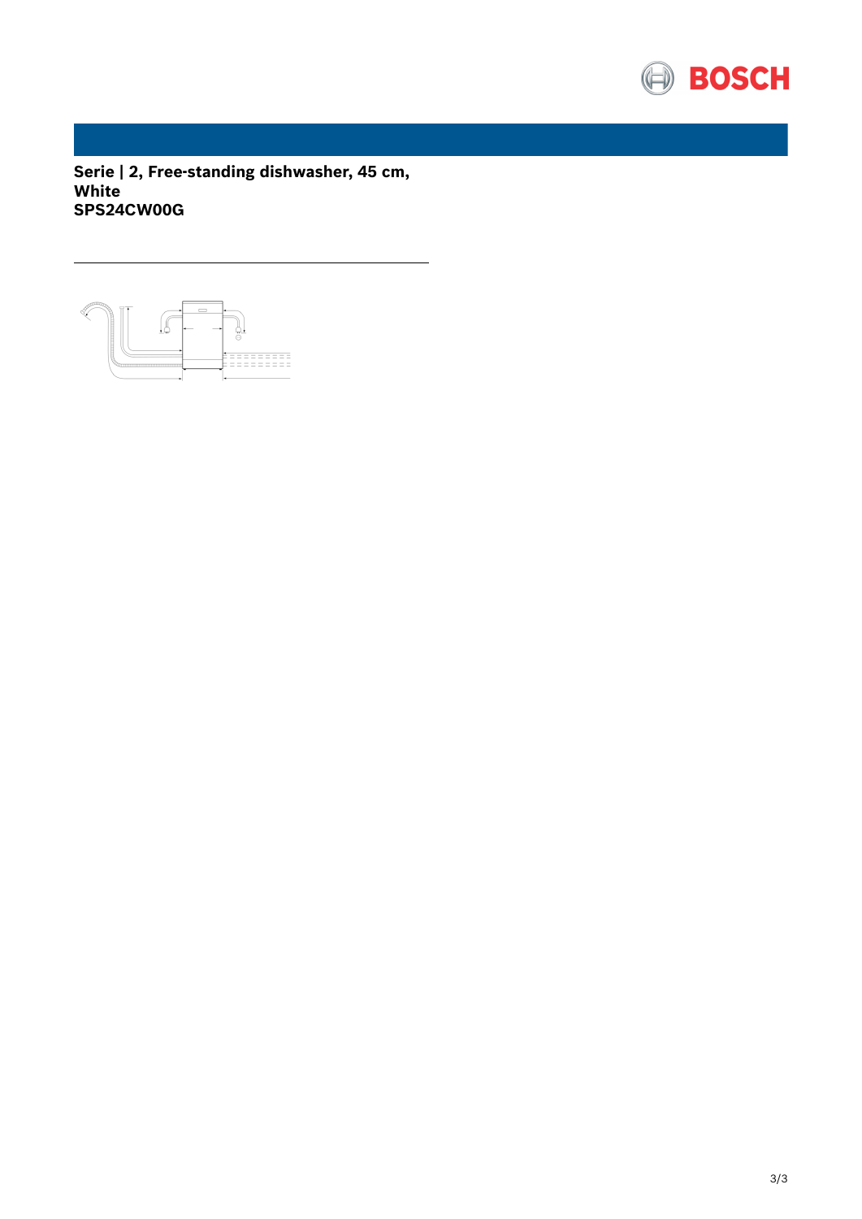**Serie | 2, Free-standing dishwasher, 45 cm, White**
**SPS24CW00G**